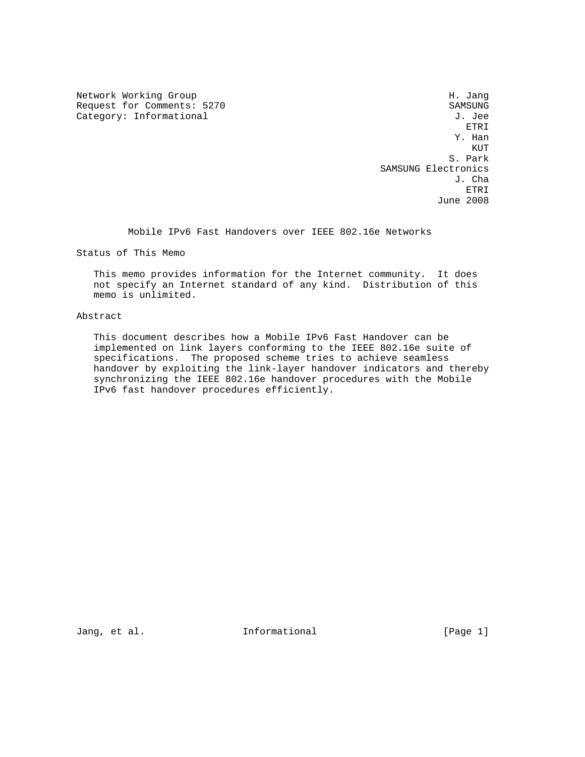Network Working Group H. Jang
Request for Comments: 5270 SAMSUNG
Category: Informational J. Jee
ETRI
Y. Han
KUT
S. Park
SAMSUNG Electronics
J. Cha
ETRI
June 2008

# Mobile IPv6 Fast Handovers over IEEE 802.16e Networks

## Status of This Memo

This memo provides information for the Internet community. It does not specify an Internet standard of any kind. Distribution of this memo is unlimited.

## Abstract

This document describes how a Mobile IPv6 Fast Handover can be implemented on link layers conforming to the IEEE 802.16e suite of specifications. The proposed scheme tries to achieve seamless handover by exploiting the link-layer handover indicators and thereby synchronizing the IEEE 802.16e handover procedures with the Mobile IPv6 fast handover procedures efficiently.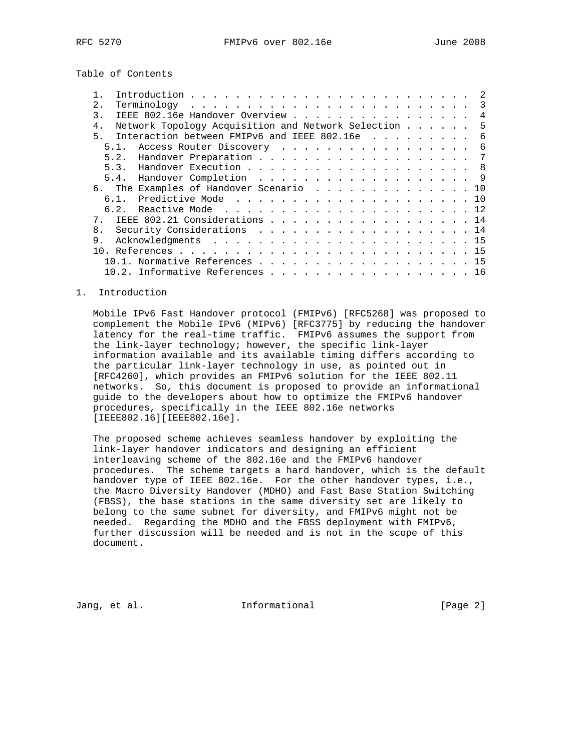Table of Contents

```
   1.  Introduction . . . . . . . . . . . . . . . . . . . . . . . . .  2
   2.  Terminology  . . . . . . . . . . . . . . . . . . . . . . . . .  3
   3.  IEEE 802.16e Handover Overview . . . . . . . . . . . . . . . .  4
   4.  Network Topology Acquisition and Network Selection . . . . . .  5
   5.  Interaction between FMIPv6 and IEEE 802.16e  . . . . . . . . .  6
     5.1.  Access Router Discovery  . . . . . . . . . . . . . . . . .  6
     5.2.  Handover Preparation . . . . . . . . . . . . . . . . . . .  7
     5.3.  Handover Execution . . . . . . . . . . . . . . . . . . . .  8
     5.4.  Handover Completion  . . . . . . . . . . . . . . . . . . .  9
   6.  The Examples of Handover Scenario  . . . . . . . . . . . . . . 10
     6.1.  Predictive Mode  . . . . . . . . . . . . . . . . . . . . . 10
     6.2.  Reactive Mode  . . . . . . . . . . . . . . . . . . . . . . 12
   7.  IEEE 802.21 Considerations . . . . . . . . . . . . . . . . . . 14
   8.  Security Considerations  . . . . . . . . . . . . . . . . . . . 14
   9.  Acknowledgments  . . . . . . . . . . . . . . . . . . . . . . . 15
   10. References . . . . . . . . . . . . . . . . . . . . . . . . . . 15
     10.1. Normative References . . . . . . . . . . . . . . . . . . . 15
     10.2. Informative References . . . . . . . . . . . . . . . . . . 16
```

# 1. Introduction

Mobile IPv6 Fast Handover protocol (FMIPv6) [RFC5268] was proposed to complement the Mobile IPv6 (MIPv6) [RFC3775] by reducing the handover latency for the real-time traffic. FMIPv6 assumes the support from the link-layer technology; however, the specific link-layer information available and its available timing differs according to the particular link-layer technology in use, as pointed out in [RFC4260], which provides an FMIPv6 solution for the IEEE 802.11 networks. So, this document is proposed to provide an informational guide to the developers about how to optimize the FMIPv6 handover procedures, specifically in the IEEE 802.16e networks [IEEE802.16][IEEE802.16e].

The proposed scheme achieves seamless handover by exploiting the link-layer handover indicators and designing an efficient interleaving scheme of the 802.16e and the FMIPv6 handover procedures. The scheme targets a hard handover, which is the default handover type of IEEE 802.16e. For the other handover types, i.e., the Macro Diversity Handover (MDHO) and Fast Base Station Switching (FBSS), the base stations in the same diversity set are likely to belong to the same subnet for diversity, and FMIPv6 might not be needed. Regarding the MDHO and the FBSS deployment with FMIPv6, further discussion will be needed and is not in the scope of this document.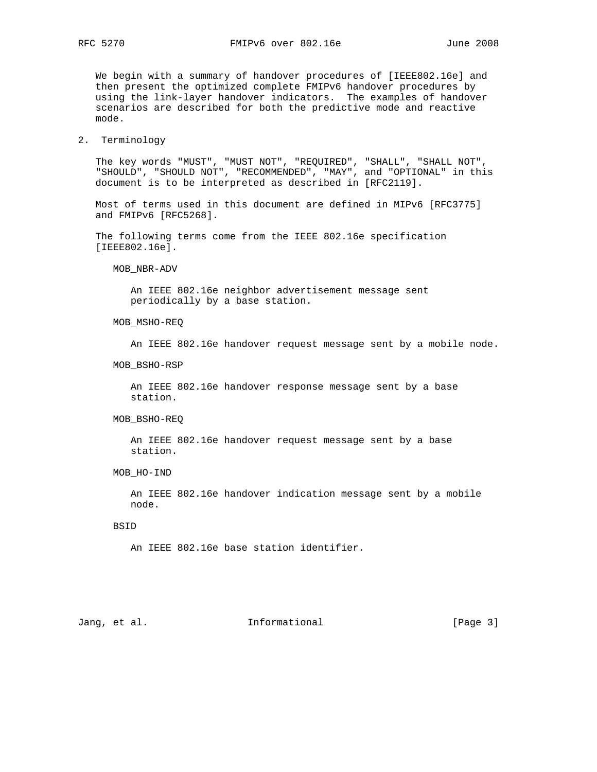We begin with a summary of handover procedures of [IEEE802.16e] and then present the optimized complete FMIPv6 handover procedures by using the link-layer handover indicators. The examples of handover scenarios are described for both the predictive mode and reactive mode.

## 2. Terminology

The key words "MUST", "MUST NOT", "REQUIRED", "SHALL", "SHALL NOT", "SHOULD", "SHOULD NOT", "RECOMMENDED", "MAY", and "OPTIONAL" in this document is to be interpreted as described in [RFC2119].

Most of terms used in this document are defined in MIPv6 [RFC3775] and FMIPv6 [RFC5268].

The following terms come from the IEEE 802.16e specification [IEEE802.16e].

MOB_NBR-ADV

An IEEE 802.16e neighbor advertisement message sent periodically by a base station.

MOB_MSHO-REQ

An IEEE 802.16e handover request message sent by a mobile node.

MOB_BSHO-RSP

An IEEE 802.16e handover response message sent by a base station.

MOB_BSHO-REQ

An IEEE 802.16e handover request message sent by a base station.

MOB_HO-IND

An IEEE 802.16e handover indication message sent by a mobile node.

BSID

An IEEE 802.16e base station identifier.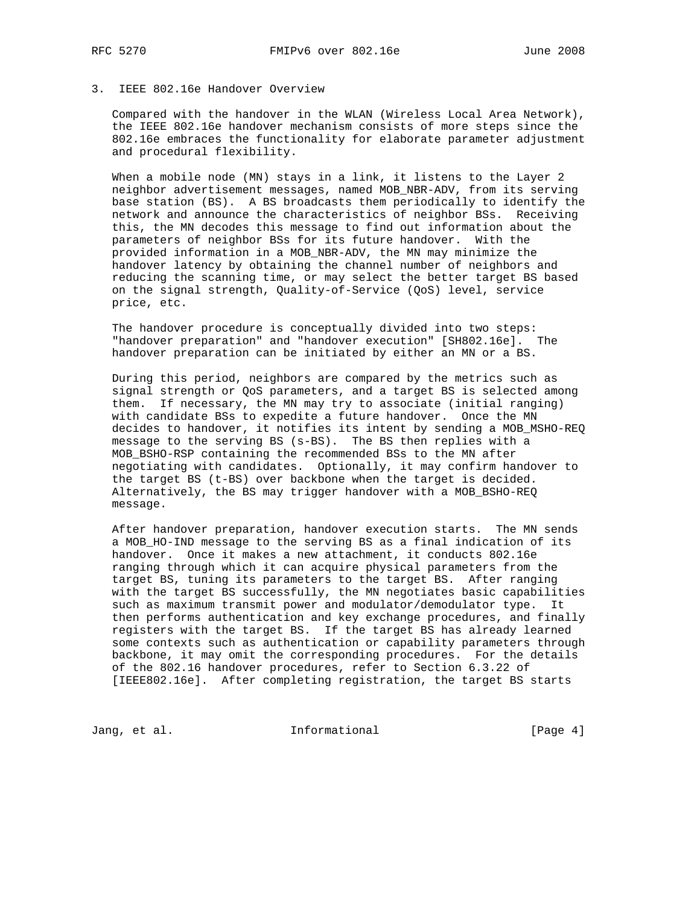## 3. IEEE 802.16e Handover Overview

Compared with the handover in the WLAN (Wireless Local Area Network), the IEEE 802.16e handover mechanism consists of more steps since the 802.16e embraces the functionality for elaborate parameter adjustment and procedural flexibility.

When a mobile node (MN) stays in a link, it listens to the Layer 2 neighbor advertisement messages, named MOB_NBR-ADV, from its serving base station (BS). A BS broadcasts them periodically to identify the network and announce the characteristics of neighbor BSs. Receiving this, the MN decodes this message to find out information about the parameters of neighbor BSs for its future handover. With the provided information in a MOB_NBR-ADV, the MN may minimize the handover latency by obtaining the channel number of neighbors and reducing the scanning time, or may select the better target BS based on the signal strength, Quality-of-Service (QoS) level, service price, etc.

The handover procedure is conceptually divided into two steps: "handover preparation" and "handover execution" [SH802.16e]. The handover preparation can be initiated by either an MN or a BS.

During this period, neighbors are compared by the metrics such as signal strength or QoS parameters, and a target BS is selected among them. If necessary, the MN may try to associate (initial ranging) with candidate BSs to expedite a future handover. Once the MN decides to handover, it notifies its intent by sending a MOB_MSHO-REQ message to the serving BS (s-BS). The BS then replies with a MOB_BSHO-RSP containing the recommended BSs to the MN after negotiating with candidates. Optionally, it may confirm handover to the target BS (t-BS) over backbone when the target is decided. Alternatively, the BS may trigger handover with a MOB_BSHO-REQ message.

After handover preparation, handover execution starts. The MN sends a MOB_HO-IND message to the serving BS as a final indication of its handover. Once it makes a new attachment, it conducts 802.16e ranging through which it can acquire physical parameters from the target BS, tuning its parameters to the target BS. After ranging with the target BS successfully, the MN negotiates basic capabilities such as maximum transmit power and modulator/demodulator type. It then performs authentication and key exchange procedures, and finally registers with the target BS. If the target BS has already learned some contexts such as authentication or capability parameters through backbone, it may omit the corresponding procedures. For the details of the 802.16 handover procedures, refer to Section 6.3.22 of [IEEE802.16e]. After completing registration, the target BS starts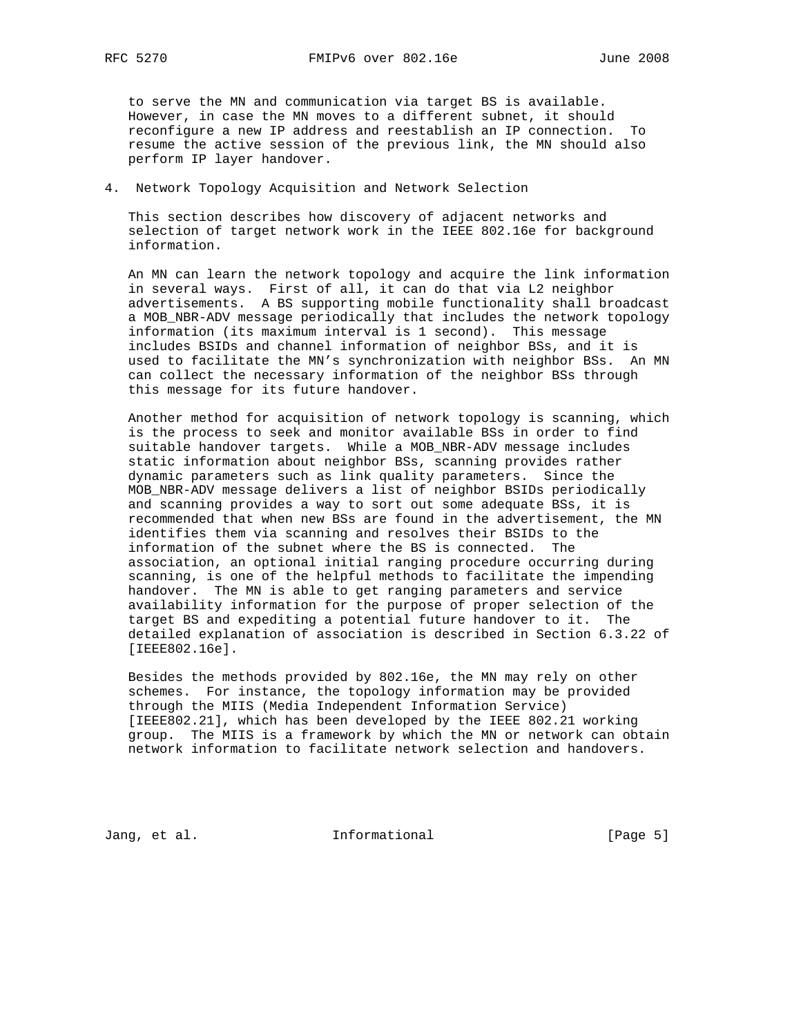to serve the MN and communication via target BS is available. However, in case the MN moves to a different subnet, it should reconfigure a new IP address and reestablish an IP connection. To resume the active session of the previous link, the MN should also perform IP layer handover.

## 4. Network Topology Acquisition and Network Selection

This section describes how discovery of adjacent networks and selection of target network work in the IEEE 802.16e for background information.

An MN can learn the network topology and acquire the link information in several ways. First of all, it can do that via L2 neighbor advertisements. A BS supporting mobile functionality shall broadcast a MOB_NBR-ADV message periodically that includes the network topology information (its maximum interval is 1 second). This message includes BSIDs and channel information of neighbor BSs, and it is used to facilitate the MN's synchronization with neighbor BSs. An MN can collect the necessary information of the neighbor BSs through this message for its future handover.

Another method for acquisition of network topology is scanning, which is the process to seek and monitor available BSs in order to find suitable handover targets. While a MOB_NBR-ADV message includes static information about neighbor BSs, scanning provides rather dynamic parameters such as link quality parameters. Since the MOB_NBR-ADV message delivers a list of neighbor BSIDs periodically and scanning provides a way to sort out some adequate BSs, it is recommended that when new BSs are found in the advertisement, the MN identifies them via scanning and resolves their BSIDs to the information of the subnet where the BS is connected. The association, an optional initial ranging procedure occurring during scanning, is one of the helpful methods to facilitate the impending handover. The MN is able to get ranging parameters and service availability information for the purpose of proper selection of the target BS and expediting a potential future handover to it. The detailed explanation of association is described in Section 6.3.22 of [IEEE802.16e].

Besides the methods provided by 802.16e, the MN may rely on other schemes. For instance, the topology information may be provided through the MIIS (Media Independent Information Service) [IEEE802.21], which has been developed by the IEEE 802.21 working group. The MIIS is a framework by which the MN or network can obtain network information to facilitate network selection and handovers.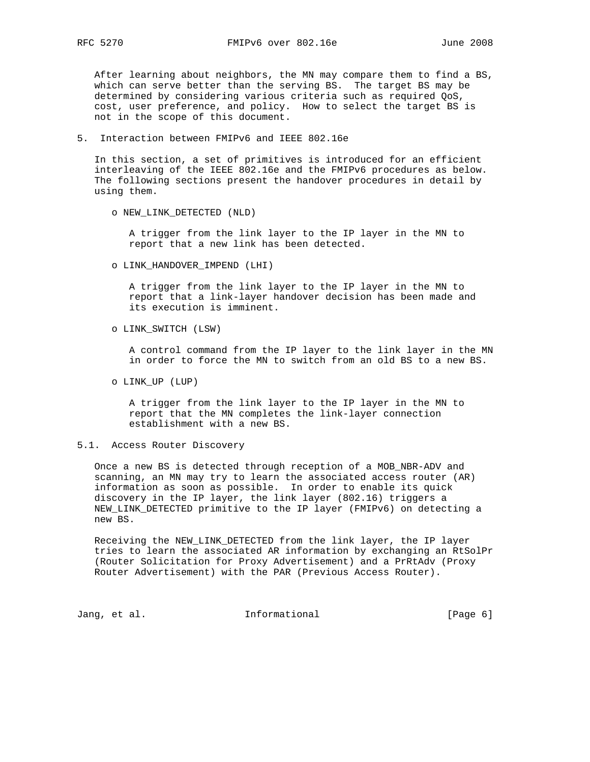After learning about neighbors, the MN may compare them to find a BS, which can serve better than the serving BS. The target BS may be determined by considering various criteria such as required QoS, cost, user preference, and policy. How to select the target BS is not in the scope of this document.

## 5. Interaction between FMIPv6 and IEEE 802.16e

In this section, a set of primitives is introduced for an efficient interleaving of the IEEE 802.16e and the FMIPv6 procedures as below. The following sections present the handover procedures in detail by using them.

- NEW_LINK_DETECTED (NLD)

  A trigger from the link layer to the IP layer in the MN to report that a new link has been detected.

- LINK_HANDOVER_IMPEND (LHI)

  A trigger from the link layer to the IP layer in the MN to report that a link-layer handover decision has been made and its execution is imminent.

- LINK_SWITCH (LSW)

  A control command from the IP layer to the link layer in the MN in order to force the MN to switch from an old BS to a new BS.

- LINK_UP (LUP)

  A trigger from the link layer to the IP layer in the MN to report that the MN completes the link-layer connection establishment with a new BS.

### 5.1. Access Router Discovery

Once a new BS is detected through reception of a MOB_NBR-ADV and scanning, an MN may try to learn the associated access router (AR) information as soon as possible. In order to enable its quick discovery in the IP layer, the link layer (802.16) triggers a NEW_LINK_DETECTED primitive to the IP layer (FMIPv6) on detecting a new BS.

Receiving the NEW_LINK_DETECTED from the link layer, the IP layer tries to learn the associated AR information by exchanging an RtSolPr (Router Solicitation for Proxy Advertisement) and a PrRtAdv (Proxy Router Advertisement) with the PAR (Previous Access Router).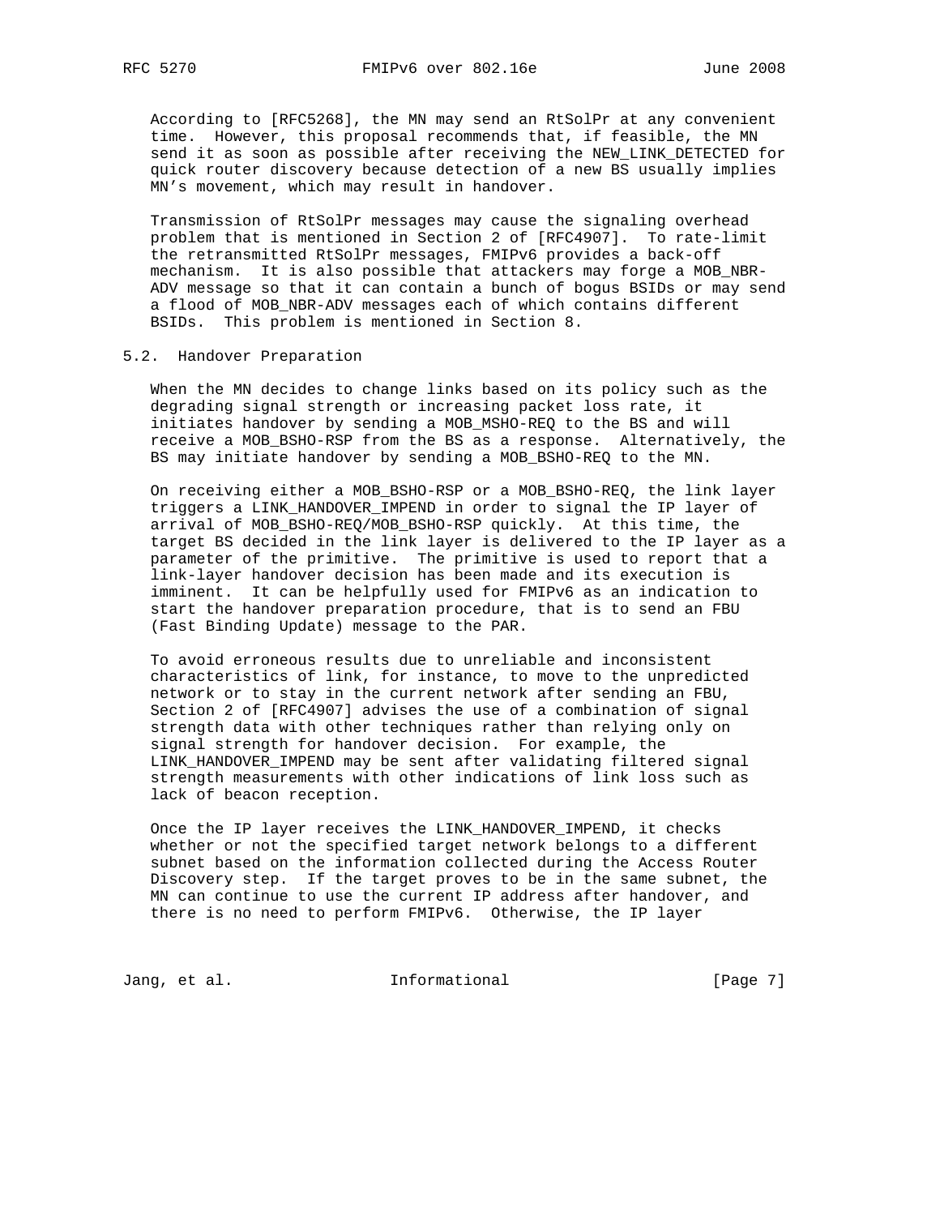According to [RFC5268], the MN may send an RtSolPr at any convenient time. However, this proposal recommends that, if feasible, the MN send it as soon as possible after receiving the NEW_LINK_DETECTED for quick router discovery because detection of a new BS usually implies MN's movement, which may result in handover.

Transmission of RtSolPr messages may cause the signaling overhead problem that is mentioned in Section 2 of [RFC4907]. To rate-limit the retransmitted RtSolPr messages, FMIPv6 provides a back-off mechanism. It is also possible that attackers may forge a MOB_NBR-ADV message so that it can contain a bunch of bogus BSIDs or may send a flood of MOB_NBR-ADV messages each of which contains different BSIDs. This problem is mentioned in Section 8.

## 5.2. Handover Preparation

When the MN decides to change links based on its policy such as the degrading signal strength or increasing packet loss rate, it initiates handover by sending a MOB_MSHO-REQ to the BS and will receive a MOB_BSHO-RSP from the BS as a response. Alternatively, the BS may initiate handover by sending a MOB_BSHO-REQ to the MN.

On receiving either a MOB_BSHO-RSP or a MOB_BSHO-REQ, the link layer triggers a LINK_HANDOVER_IMPEND in order to signal the IP layer of arrival of MOB_BSHO-REQ/MOB_BSHO-RSP quickly. At this time, the target BS decided in the link layer is delivered to the IP layer as a parameter of the primitive. The primitive is used to report that a link-layer handover decision has been made and its execution is imminent. It can be helpfully used for FMIPv6 as an indication to start the handover preparation procedure, that is to send an FBU (Fast Binding Update) message to the PAR.

To avoid erroneous results due to unreliable and inconsistent characteristics of link, for instance, to move to the unpredicted network or to stay in the current network after sending an FBU, Section 2 of [RFC4907] advises the use of a combination of signal strength data with other techniques rather than relying only on signal strength for handover decision. For example, the LINK_HANDOVER_IMPEND may be sent after validating filtered signal strength measurements with other indications of link loss such as lack of beacon reception.

Once the IP layer receives the LINK_HANDOVER_IMPEND, it checks whether or not the specified target network belongs to a different subnet based on the information collected during the Access Router Discovery step. If the target proves to be in the same subnet, the MN can continue to use the current IP address after handover, and there is no need to perform FMIPv6. Otherwise, the IP layer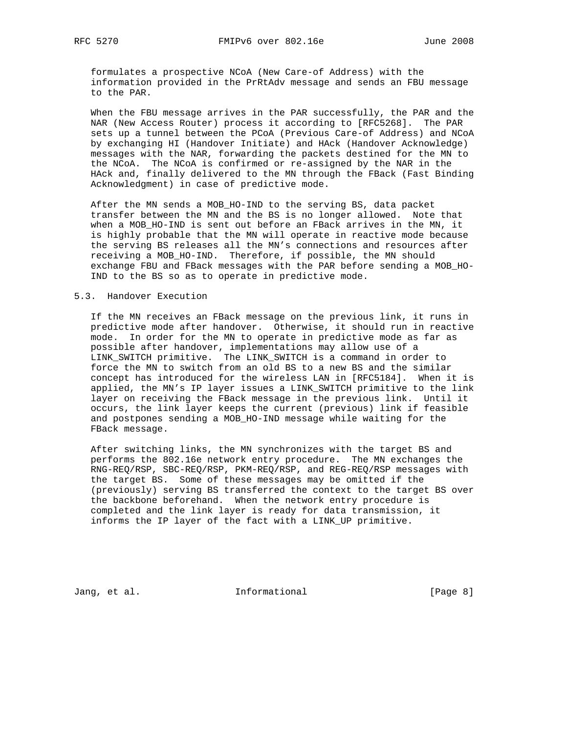formulates a prospective NCoA (New Care-of Address) with the information provided in the PrRtAdv message and sends an FBU message to the PAR.

When the FBU message arrives in the PAR successfully, the PAR and the NAR (New Access Router) process it according to [RFC5268]. The PAR sets up a tunnel between the PCoA (Previous Care-of Address) and NCoA by exchanging HI (Handover Initiate) and HAck (Handover Acknowledge) messages with the NAR, forwarding the packets destined for the MN to the NCoA. The NCoA is confirmed or re-assigned by the NAR in the HAck and, finally delivered to the MN through the FBack (Fast Binding Acknowledgment) in case of predictive mode.

After the MN sends a MOB_HO-IND to the serving BS, data packet transfer between the MN and the BS is no longer allowed. Note that when a MOB_HO-IND is sent out before an FBack arrives in the MN, it is highly probable that the MN will operate in reactive mode because the serving BS releases all the MN's connections and resources after receiving a MOB_HO-IND. Therefore, if possible, the MN should exchange FBU and FBack messages with the PAR before sending a MOB_HO-IND to the BS so as to operate in predictive mode.

## 5.3. Handover Execution

If the MN receives an FBack message on the previous link, it runs in predictive mode after handover. Otherwise, it should run in reactive mode. In order for the MN to operate in predictive mode as far as possible after handover, implementations may allow use of a LINK_SWITCH primitive. The LINK_SWITCH is a command in order to force the MN to switch from an old BS to a new BS and the similar concept has introduced for the wireless LAN in [RFC5184]. When it is applied, the MN's IP layer issues a LINK_SWITCH primitive to the link layer on receiving the FBack message in the previous link. Until it occurs, the link layer keeps the current (previous) link if feasible and postpones sending a MOB_HO-IND message while waiting for the FBack message.

After switching links, the MN synchronizes with the target BS and performs the 802.16e network entry procedure. The MN exchanges the RNG-REQ/RSP, SBC-REQ/RSP, PKM-REQ/RSP, and REG-REQ/RSP messages with the target BS. Some of these messages may be omitted if the (previously) serving BS transferred the context to the target BS over the backbone beforehand. When the network entry procedure is completed and the link layer is ready for data transmission, it informs the IP layer of the fact with a LINK_UP primitive.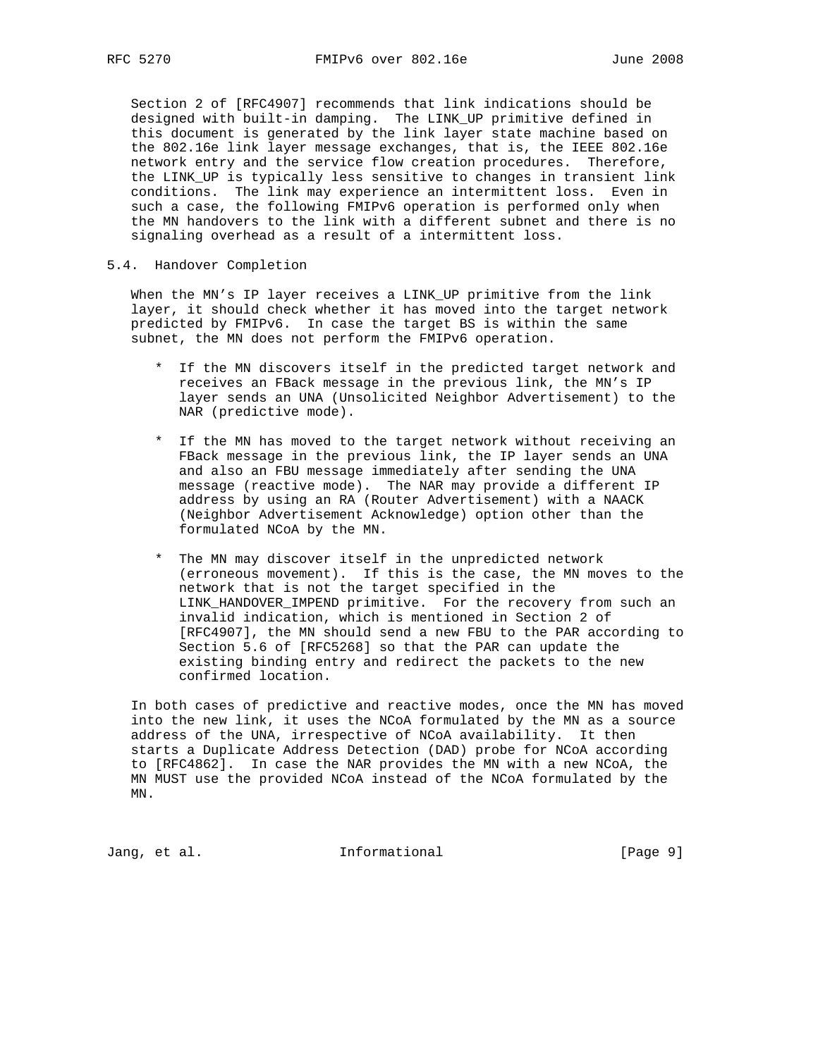Section 2 of [RFC4907] recommends that link indications should be designed with built-in damping. The LINK_UP primitive defined in this document is generated by the link layer state machine based on the 802.16e link layer message exchanges, that is, the IEEE 802.16e network entry and the service flow creation procedures. Therefore, the LINK_UP is typically less sensitive to changes in transient link conditions. The link may experience an intermittent loss. Even in such a case, the following FMIPv6 operation is performed only when the MN handovers to the link with a different subnet and there is no signaling overhead as a result of a intermittent loss.

### 5.4. Handover Completion

When the MN's IP layer receives a LINK_UP primitive from the link layer, it should check whether it has moved into the target network predicted by FMIPv6. In case the target BS is within the same subnet, the MN does not perform the FMIPv6 operation.

* If the MN discovers itself in the predicted target network and receives an FBack message in the previous link, the MN's IP layer sends an UNA (Unsolicited Neighbor Advertisement) to the NAR (predictive mode).

* If the MN has moved to the target network without receiving an FBack message in the previous link, the IP layer sends an UNA and also an FBU message immediately after sending the UNA message (reactive mode). The NAR may provide a different IP address by using an RA (Router Advertisement) with a NAACK (Neighbor Advertisement Acknowledge) option other than the formulated NCoA by the MN.

* The MN may discover itself in the unpredicted network (erroneous movement). If this is the case, the MN moves to the network that is not the target specified in the LINK_HANDOVER_IMPEND primitive. For the recovery from such an invalid indication, which is mentioned in Section 2 of [RFC4907], the MN should send a new FBU to the PAR according to Section 5.6 of [RFC5268] so that the PAR can update the existing binding entry and redirect the packets to the new confirmed location.

In both cases of predictive and reactive modes, once the MN has moved into the new link, it uses the NCoA formulated by the MN as a source address of the UNA, irrespective of NCoA availability. It then starts a Duplicate Address Detection (DAD) probe for NCoA according to [RFC4862]. In case the NAR provides the MN with a new NCoA, the MN MUST use the provided NCoA instead of the NCoA formulated by the MN.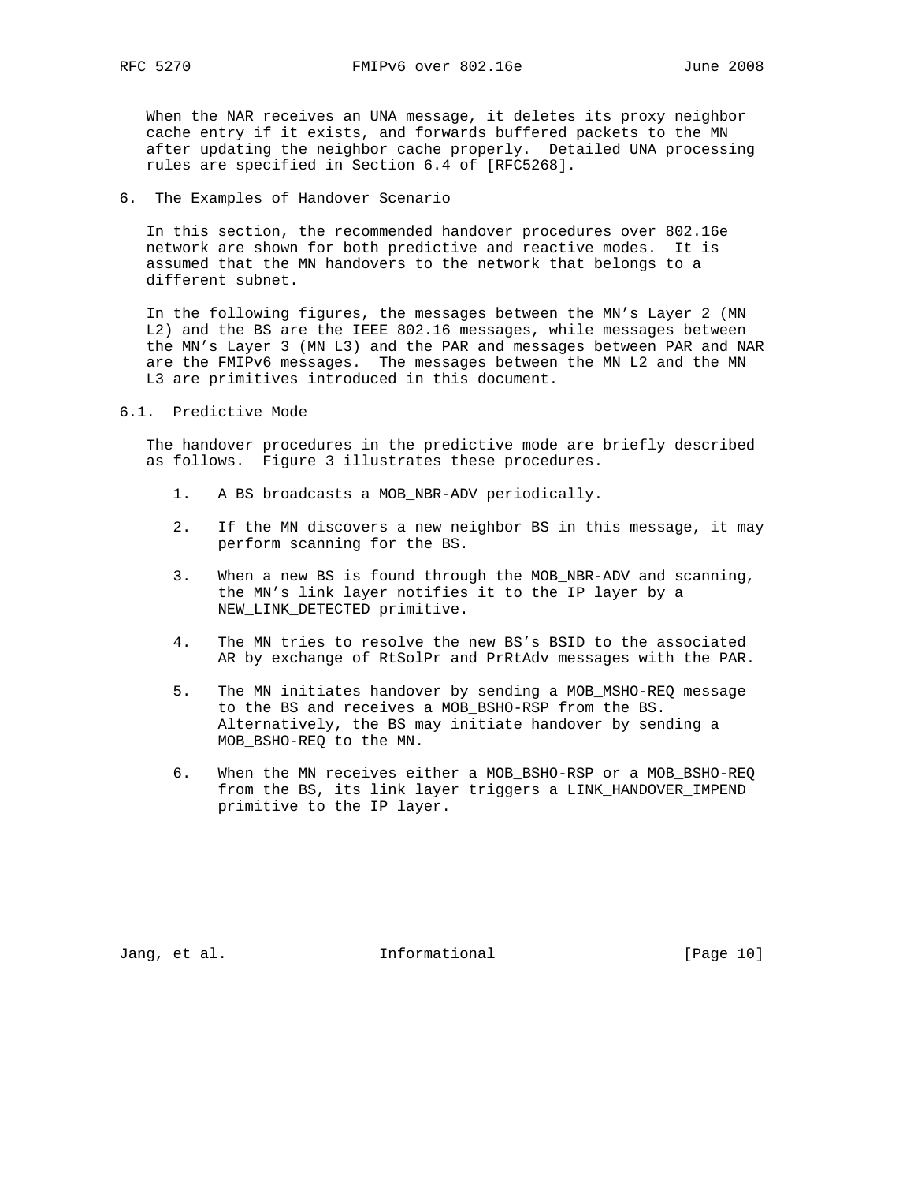When the NAR receives an UNA message, it deletes its proxy neighbor cache entry if it exists, and forwards buffered packets to the MN after updating the neighbor cache properly. Detailed UNA processing rules are specified in Section 6.4 of [RFC5268].

## 6. The Examples of Handover Scenario

In this section, the recommended handover procedures over 802.16e network are shown for both predictive and reactive modes. It is assumed that the MN handovers to the network that belongs to a different subnet.

In the following figures, the messages between the MN's Layer 2 (MN L2) and the BS are the IEEE 802.16 messages, while messages between the MN's Layer 3 (MN L3) and the PAR and messages between PAR and NAR are the FMIPv6 messages. The messages between the MN L2 and the MN L3 are primitives introduced in this document.

### 6.1. Predictive Mode

The handover procedures in the predictive mode are briefly described as follows. Figure 3 illustrates these procedures.

1. A BS broadcasts a MOB_NBR-ADV periodically.

2. If the MN discovers a new neighbor BS in this message, it may perform scanning for the BS.

3. When a new BS is found through the MOB_NBR-ADV and scanning, the MN's link layer notifies it to the IP layer by a NEW_LINK_DETECTED primitive.

4. The MN tries to resolve the new BS's BSID to the associated AR by exchange of RtSolPr and PrRtAdv messages with the PAR.

5. The MN initiates handover by sending a MOB_MSHO-REQ message to the BS and receives a MOB_BSHO-RSP from the BS. Alternatively, the BS may initiate handover by sending a MOB_BSHO-REQ to the MN.

6. When the MN receives either a MOB_BSHO-RSP or a MOB_BSHO-REQ from the BS, its link layer triggers a LINK_HANDOVER_IMPEND primitive to the IP layer.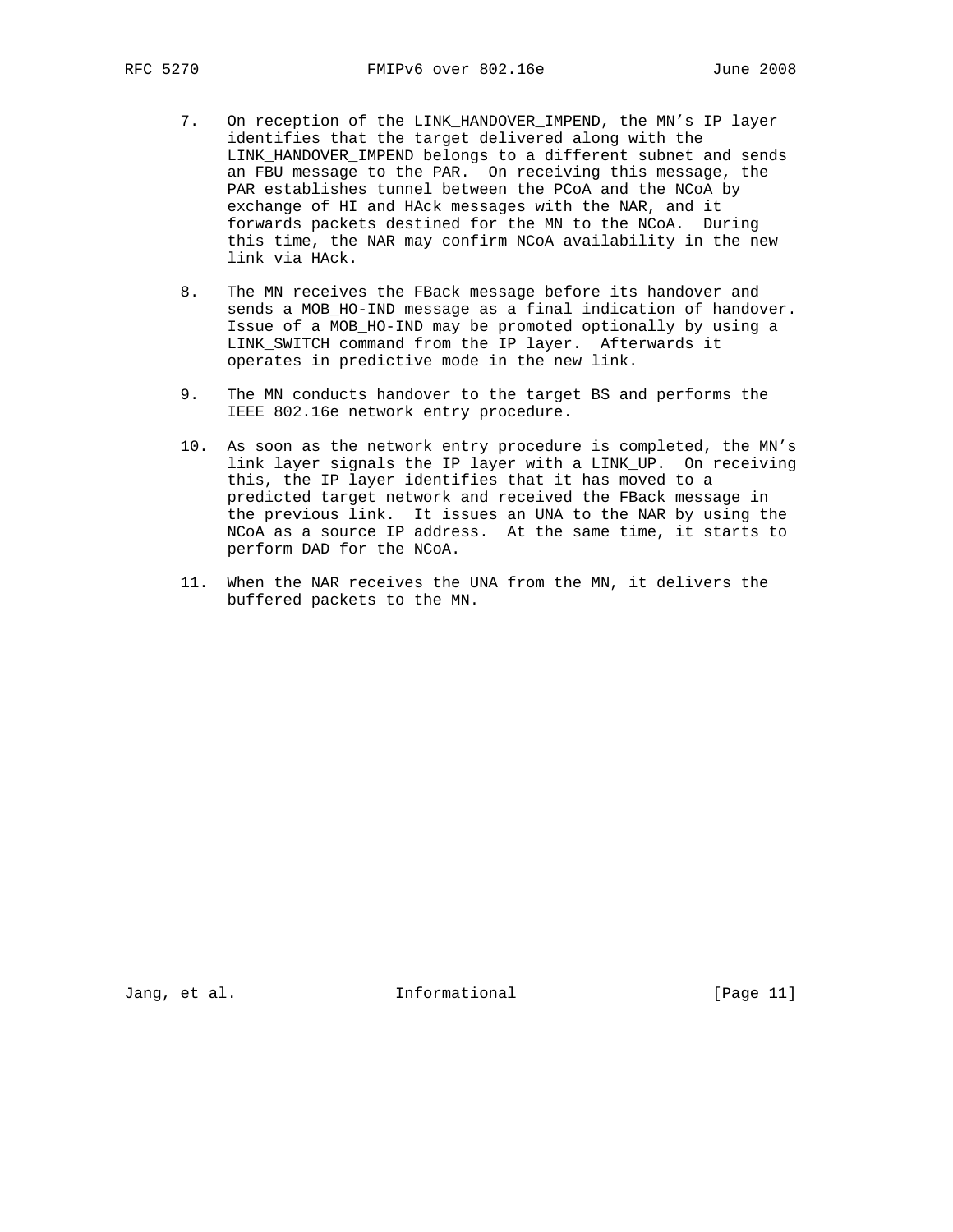7. On reception of the LINK_HANDOVER_IMPEND, the MN's IP layer identifies that the target delivered along with the LINK_HANDOVER_IMPEND belongs to a different subnet and sends an FBU message to the PAR. On receiving this message, the PAR establishes tunnel between the PCoA and the NCoA by exchange of HI and HAck messages with the NAR, and it forwards packets destined for the MN to the NCoA. During this time, the NAR may confirm NCoA availability in the new link via HAck.

8. The MN receives the FBack message before its handover and sends a MOB_HO-IND message as a final indication of handover. Issue of a MOB_HO-IND may be promoted optionally by using a LINK_SWITCH command from the IP layer. Afterwards it operates in predictive mode in the new link.

9. The MN conducts handover to the target BS and performs the IEEE 802.16e network entry procedure.

10. As soon as the network entry procedure is completed, the MN's link layer signals the IP layer with a LINK_UP. On receiving this, the IP layer identifies that it has moved to a predicted target network and received the FBack message in the previous link. It issues an UNA to the NAR by using the NCoA as a source IP address. At the same time, it starts to perform DAD for the NCoA.

11. When the NAR receives the UNA from the MN, it delivers the buffered packets to the MN.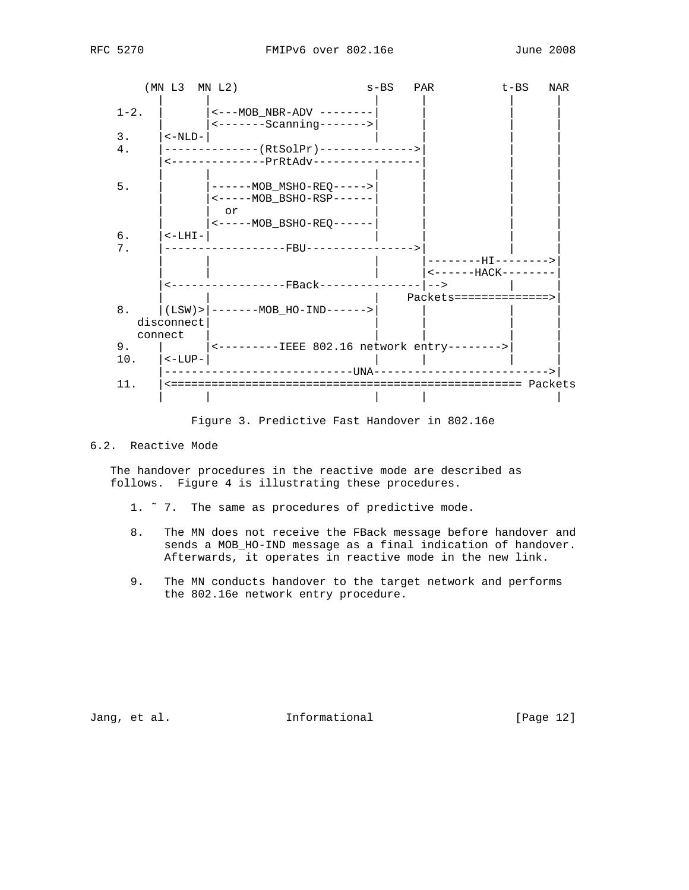```
       (MN L3  MN L2)                  s-BS   PAR          t-BS   NAR
          |       |                      |      |             |      |
    1-2.  |       |<---MOB_NBR-ADV --------|      |             |      |
          |       |<-------Scanning------->|      |             |      |
    3.    |<-NLD-|                      |      |             |      |
    4.    |--------------(RtSolPr)-------------->|             |      |
          |<--------------PrRtAdv----------------|             |      |
          |       |                      |      |             |      |
    5.    |       |------MOB_MSHO-REQ----->|      |             |      |
          |       |<-----MOB_BSHO-RSP------|      |             |      |
          |       |  or                  |      |             |      |
          |       |<-----MOB_BSHO-REQ------|      |             |      |
    6.    |<-LHI-|                      |      |             |      |
    7.    |-----------------FBU---------------->|             |      |
          |       |                      |      |--------HI-------->|
          |       |                      |      |<------HACK--------|
          |<-----------------FBack---------------|-->          |      |
          |       |                      |   Packets=============>|
    8.    |(LSW)>|-------MOB_HO-IND------>|      |             |      |
       disconnect|                      |      |             |      |
       connect   |                      |      |             |      |
    9.    |       |<---------IEEE 802.16 network entry-------->|      |
    10.   |<-LUP-|                      |      |             |      |
          |----------------------------UNA-------------------------->|
    11.   |<================================================= Packets
          |       |                      |      |                    |
```

Figure 3. Predictive Fast Handover in 802.16e

### 6.2. Reactive Mode

The handover procedures in the reactive mode are described as follows. Figure 4 is illustrating these procedures.

1. ~ 7. The same as procedures of predictive mode.

8. The MN does not receive the FBack message before handover and sends a MOB_HO-IND message as a final indication of handover. Afterwards, it operates in reactive mode in the new link.

9. The MN conducts handover to the target network and performs the 802.16e network entry procedure.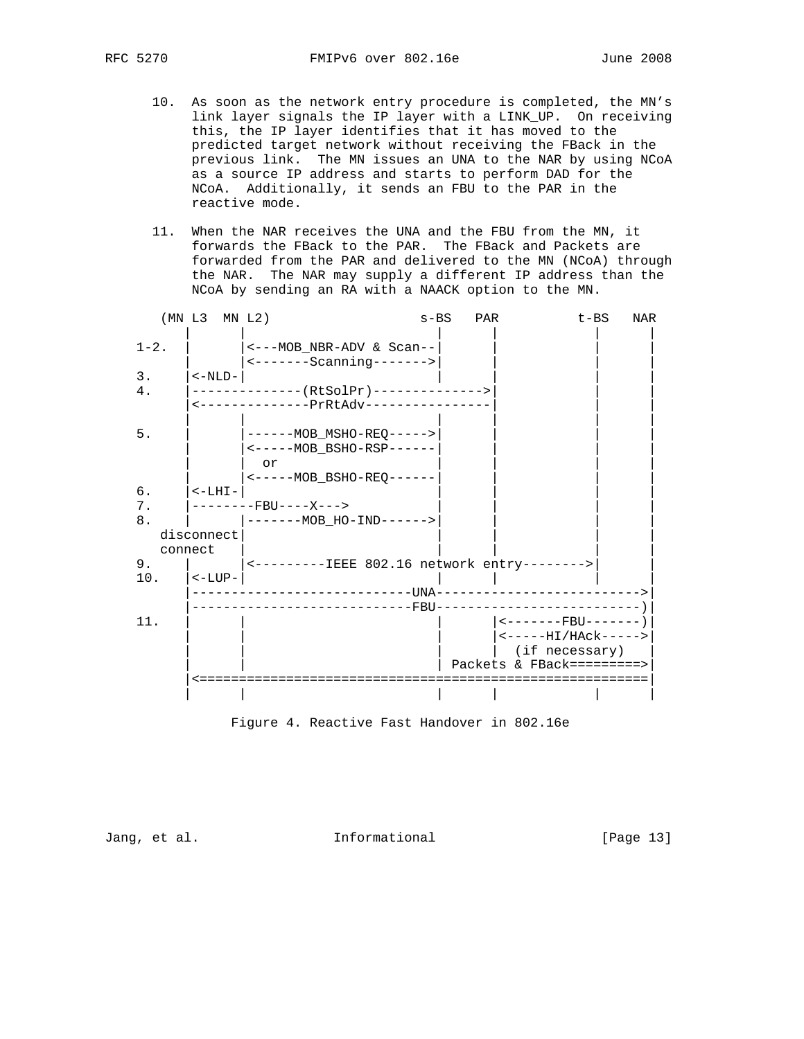10. As soon as the network entry procedure is completed, the MN's link layer signals the IP layer with a LINK_UP. On receiving this, the IP layer identifies that it has moved to the predicted target network without receiving the FBack in the previous link. The MN issues an UNA to the NAR by using NCoA as a source IP address and starts to perform DAD for the NCoA. Additionally, it sends an FBU to the PAR in the reactive mode.

11. When the NAR receives the UNA and the FBU from the MN, it forwards the FBack to the PAR. The FBack and Packets are forwarded from the PAR and delivered to the MN (NCoA) through the NAR. The NAR may supply a different IP address than the NCoA by sending an RA with a NAACK option to the MN.

```
   (MN L3  MN L2)                  s-BS   PAR          t-BS   NAR
      |       |                      |      |             |      |
1-2.  |       |<---MOB_NBR-ADV & Scan--|    |             |      |
      |       |<-------Scanning------->|    |             |      |
3.    |<-NLD-|                       |      |             |      |
4.    |--------------(RtSolPr)-------------->|            |      |
      |<--------------PrRtAdv----------------|            |      |
      |       |                      |      |             |      |
5.    |       |------MOB_MSHO-REQ----->|    |             |      |
      |       |<-----MOB_BSHO-RSP------|    |             |      |
      |       |  or                  |      |             |      |
      |       |<-----MOB_BSHO-REQ------|    |             |      |
6.    |<-LHI-|                       |      |             |      |
7.    |--------FBU----X--->          |      |             |      |
8.    |       |-------MOB_HO-IND------>|    |             |      |
   disconnect|                       |      |             |      |
   connect   |                       |      |             |      |
9.    |       |<---------IEEE 802.16 network entry-------->|     |
10.   |<-LUP-|                       |      |             |      |
      |----------------------------UNA-------------------------->|
      |----------------------------FBU--------------------------)|
11.   |       |                      |      |<-------FBU-------)|
      |       |                      |      |<-----HI/HAck----->|
      |       |                      |      |  (if necessary)   |
      |       |                      | Packets & FBack========>|
      |<=======================================================|
      |       |                      |      |             |      |
```

Figure 4. Reactive Fast Handover in 802.16e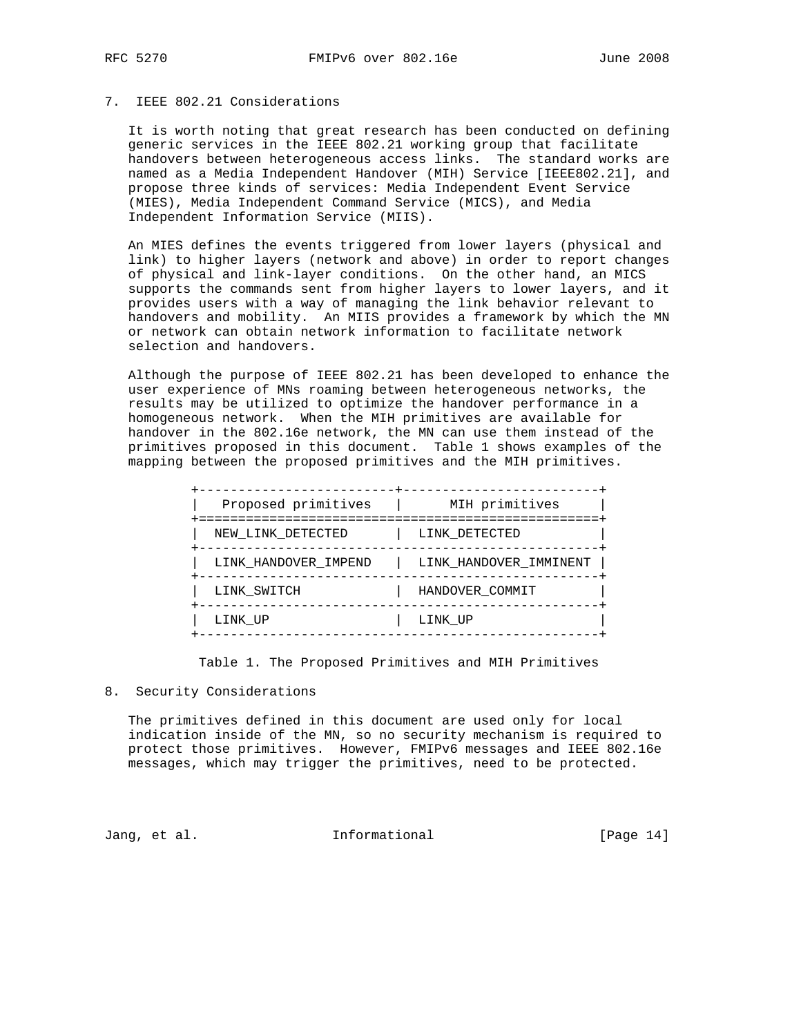## 7. IEEE 802.21 Considerations

It is worth noting that great research has been conducted on defining generic services in the IEEE 802.21 working group that facilitate handovers between heterogeneous access links. The standard works are named as a Media Independent Handover (MIH) Service [IEEE802.21], and propose three kinds of services: Media Independent Event Service (MIES), Media Independent Command Service (MICS), and Media Independent Information Service (MIIS).

An MIES defines the events triggered from lower layers (physical and link) to higher layers (network and above) in order to report changes of physical and link-layer conditions. On the other hand, an MICS supports the commands sent from higher layers to lower layers, and it provides users with a way of managing the link behavior relevant to handovers and mobility. An MIIS provides a framework by which the MN or network can obtain network information to facilitate network selection and handovers.

Although the purpose of IEEE 802.21 has been developed to enhance the user experience of MNs roaming between heterogeneous networks, the results may be utilized to optimize the handover performance in a homogeneous network. When the MIH primitives are available for handover in the 802.16e network, the MN can use them instead of the primitives proposed in this document. Table 1 shows examples of the mapping between the proposed primitives and the MIH primitives.

| Proposed primitives | MIH primitives |
|---|---|
| NEW_LINK_DETECTED | LINK_DETECTED |
| LINK_HANDOVER_IMPEND | LINK_HANDOVER_IMMINENT |
| LINK_SWITCH | HANDOVER_COMMIT |
| LINK_UP | LINK_UP |

Table 1. The Proposed Primitives and MIH Primitives

## 8. Security Considerations

The primitives defined in this document are used only for local indication inside of the MN, so no security mechanism is required to protect those primitives. However, FMIPv6 messages and IEEE 802.16e messages, which may trigger the primitives, need to be protected.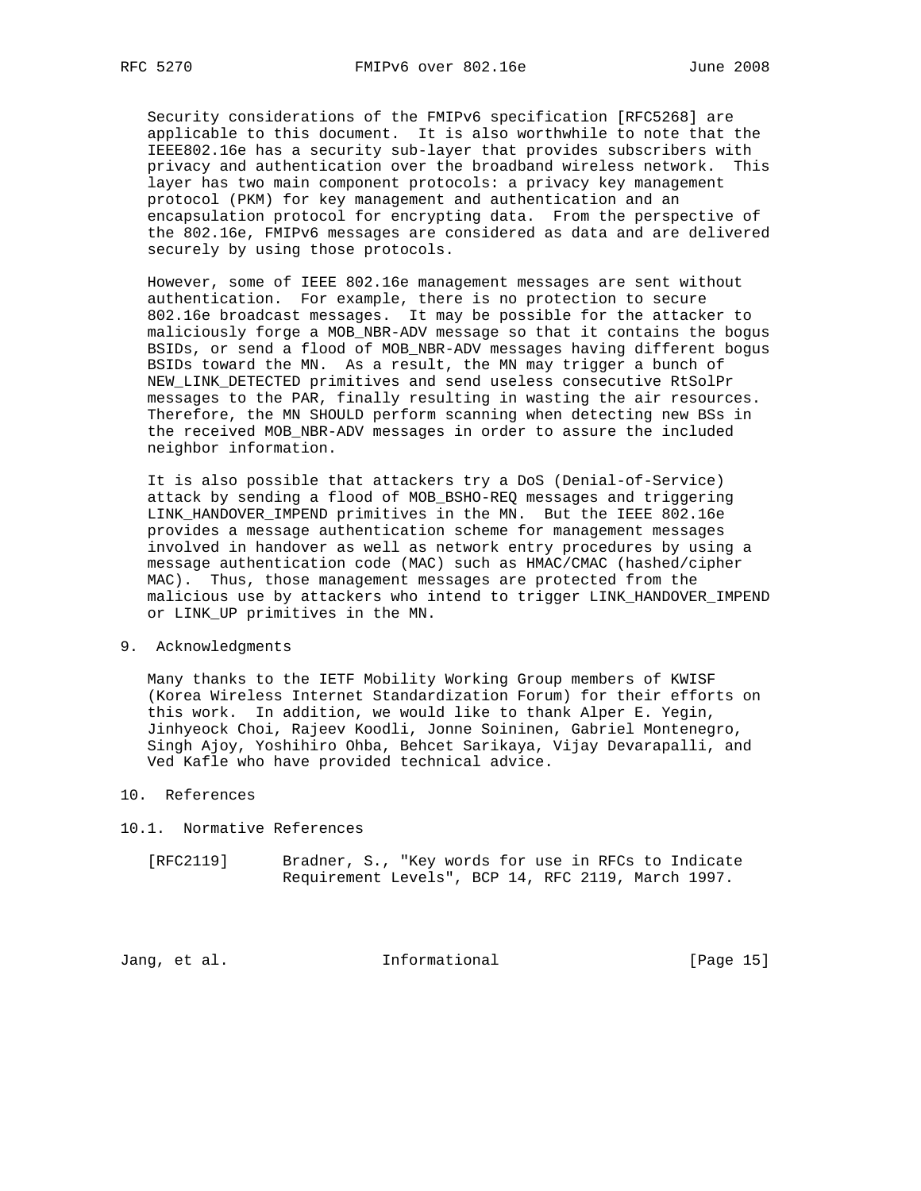Security considerations of the FMIPv6 specification [RFC5268] are applicable to this document. It is also worthwhile to note that the IEEE802.16e has a security sub-layer that provides subscribers with privacy and authentication over the broadband wireless network. This layer has two main component protocols: a privacy key management protocol (PKM) for key management and authentication and an encapsulation protocol for encrypting data. From the perspective of the 802.16e, FMIPv6 messages are considered as data and are delivered securely by using those protocols.

However, some of IEEE 802.16e management messages are sent without authentication. For example, there is no protection to secure 802.16e broadcast messages. It may be possible for the attacker to maliciously forge a MOB_NBR-ADV message so that it contains the bogus BSIDs, or send a flood of MOB_NBR-ADV messages having different bogus BSIDs toward the MN. As a result, the MN may trigger a bunch of NEW_LINK_DETECTED primitives and send useless consecutive RtSolPr messages to the PAR, finally resulting in wasting the air resources. Therefore, the MN SHOULD perform scanning when detecting new BSs in the received MOB_NBR-ADV messages in order to assure the included neighbor information.

It is also possible that attackers try a DoS (Denial-of-Service) attack by sending a flood of MOB_BSHO-REQ messages and triggering LINK_HANDOVER_IMPEND primitives in the MN. But the IEEE 802.16e provides a message authentication scheme for management messages involved in handover as well as network entry procedures by using a message authentication code (MAC) such as HMAC/CMAC (hashed/cipher MAC). Thus, those management messages are protected from the malicious use by attackers who intend to trigger LINK_HANDOVER_IMPEND or LINK_UP primitives in the MN.

## 9. Acknowledgments

Many thanks to the IETF Mobility Working Group members of KWISF (Korea Wireless Internet Standardization Forum) for their efforts on this work. In addition, we would like to thank Alper E. Yegin, Jinhyeock Choi, Rajeev Koodli, Jonne Soininen, Gabriel Montenegro, Singh Ajoy, Yoshihiro Ohba, Behcet Sarikaya, Vijay Devarapalli, and Ved Kafle who have provided technical advice.

## 10. References

### 10.1. Normative References

[RFC2119] Bradner, S., "Key words for use in RFCs to Indicate Requirement Levels", BCP 14, RFC 2119, March 1997.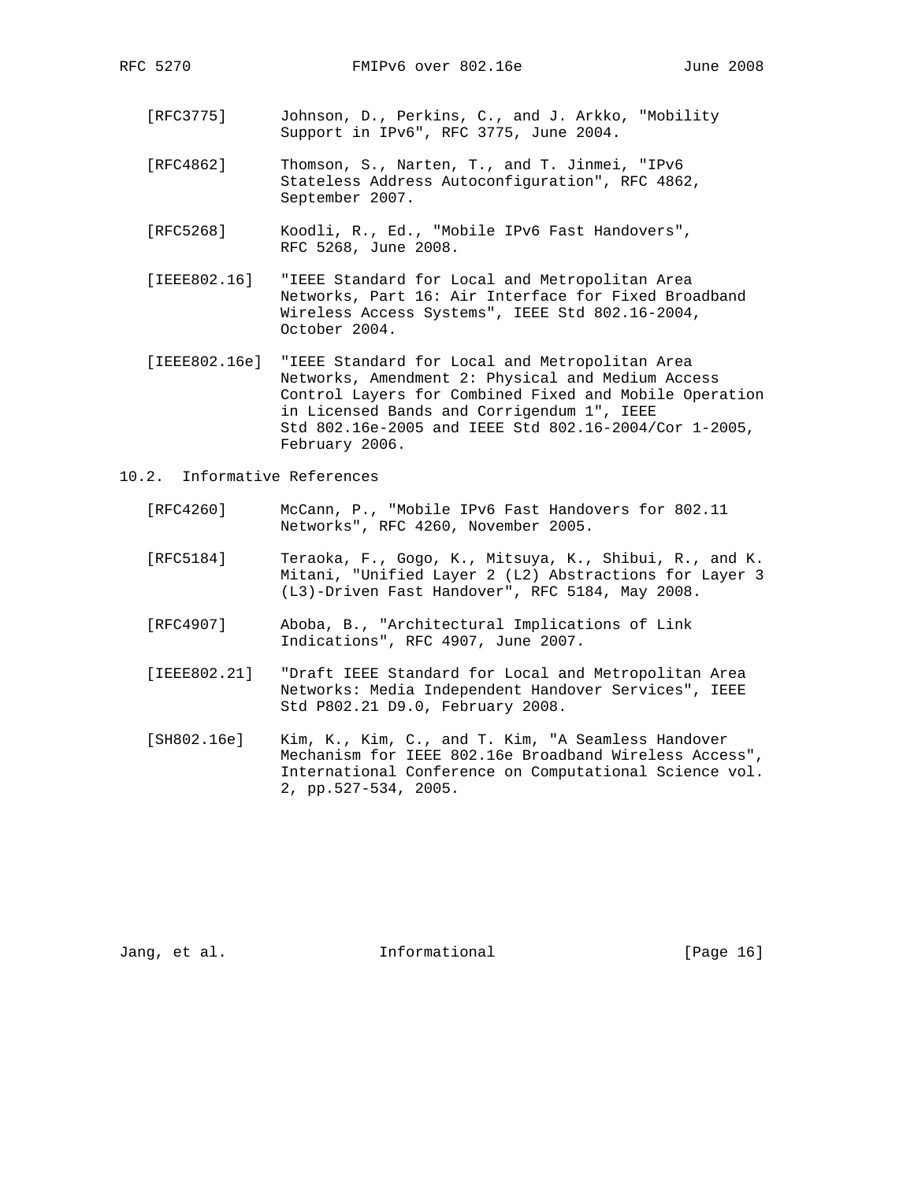[RFC3775] Johnson, D., Perkins, C., and J. Arkko, "Mobility Support in IPv6", RFC 3775, June 2004.

[RFC4862] Thomson, S., Narten, T., and T. Jinmei, "IPv6 Stateless Address Autoconfiguration", RFC 4862, September 2007.

[RFC5268] Koodli, R., Ed., "Mobile IPv6 Fast Handovers", RFC 5268, June 2008.

[IEEE802.16] "IEEE Standard for Local and Metropolitan Area Networks, Part 16: Air Interface for Fixed Broadband Wireless Access Systems", IEEE Std 802.16-2004, October 2004.

[IEEE802.16e] "IEEE Standard for Local and Metropolitan Area Networks, Amendment 2: Physical and Medium Access Control Layers for Combined Fixed and Mobile Operation in Licensed Bands and Corrigendum 1", IEEE Std 802.16e-2005 and IEEE Std 802.16-2004/Cor 1-2005, February 2006.

## 10.2. Informative References

[RFC4260] McCann, P., "Mobile IPv6 Fast Handovers for 802.11 Networks", RFC 4260, November 2005.

[RFC5184] Teraoka, F., Gogo, K., Mitsuya, K., Shibui, R., and K. Mitani, "Unified Layer 2 (L2) Abstractions for Layer 3 (L3)-Driven Fast Handover", RFC 5184, May 2008.

[RFC4907] Aboba, B., "Architectural Implications of Link Indications", RFC 4907, June 2007.

[IEEE802.21] "Draft IEEE Standard for Local and Metropolitan Area Networks: Media Independent Handover Services", IEEE Std P802.21 D9.0, February 2008.

[SH802.16e] Kim, K., Kim, C., and T. Kim, "A Seamless Handover Mechanism for IEEE 802.16e Broadband Wireless Access", International Conference on Computational Science vol. 2, pp.527-534, 2005.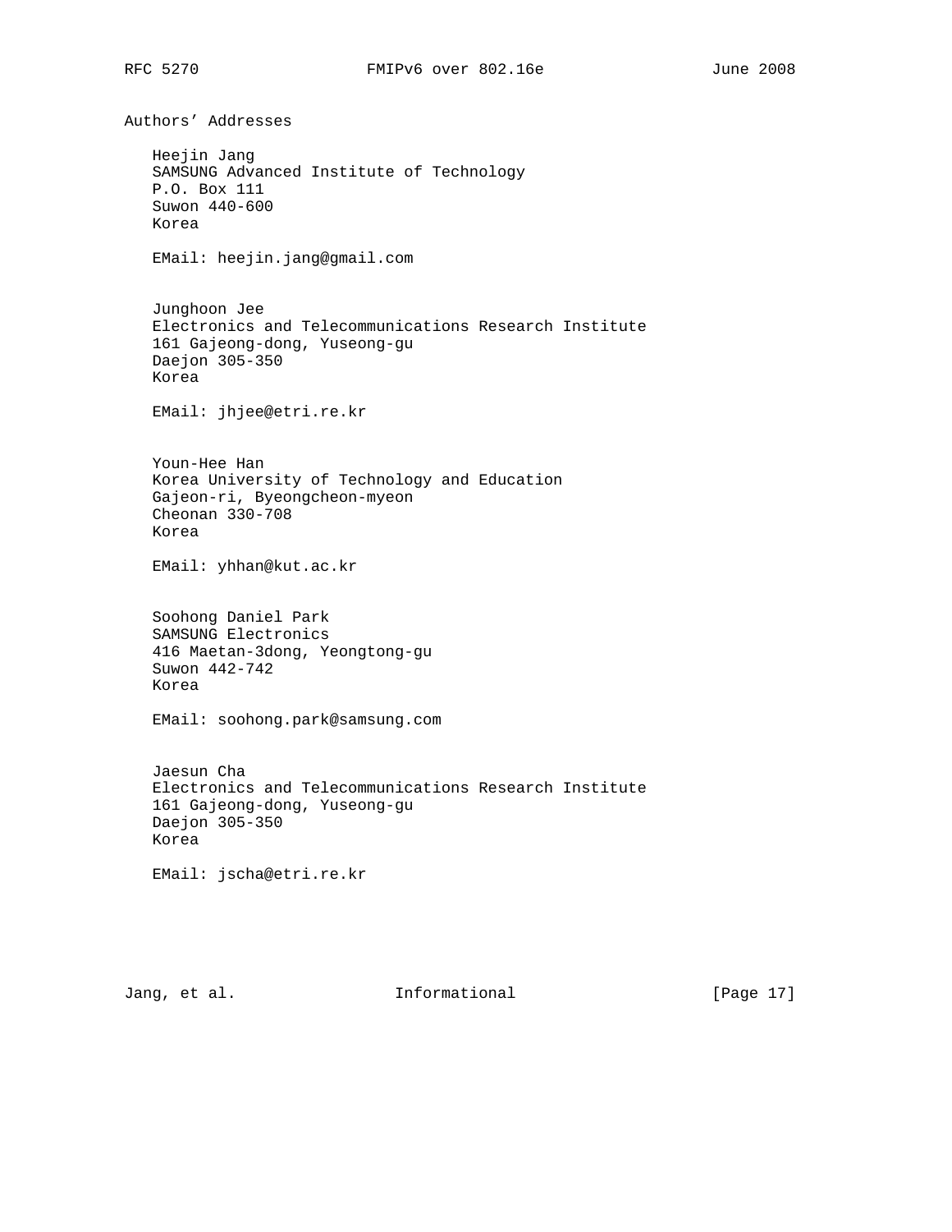# Authors' Addresses

Heejin Jang
SAMSUNG Advanced Institute of Technology
P.O. Box 111
Suwon 440-600
Korea

EMail: heejin.jang@gmail.com

Junghoon Jee
Electronics and Telecommunications Research Institute
161 Gajeong-dong, Yuseong-gu
Daejon 305-350
Korea

EMail: jhjee@etri.re.kr

Youn-Hee Han
Korea University of Technology and Education
Gajeon-ri, Byeongcheon-myeon
Cheonan 330-708
Korea

EMail: yhhan@kut.ac.kr

Soohong Daniel Park
SAMSUNG Electronics
416 Maetan-3dong, Yeongtong-gu
Suwon 442-742
Korea

EMail: soohong.park@samsung.com

Jaesun Cha
Electronics and Telecommunications Research Institute
161 Gajeong-dong, Yuseong-gu
Daejon 305-350
Korea

EMail: jscha@etri.re.kr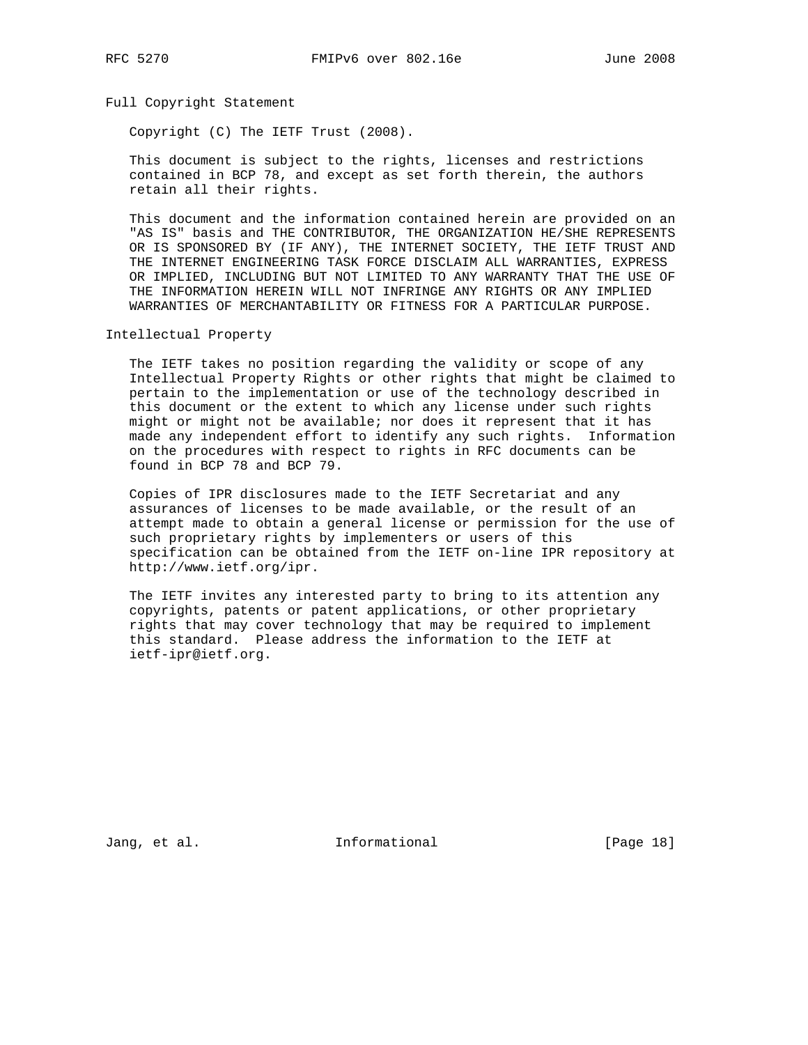## Full Copyright Statement

Copyright (C) The IETF Trust (2008).

This document is subject to the rights, licenses and restrictions contained in BCP 78, and except as set forth therein, the authors retain all their rights.

This document and the information contained herein are provided on an "AS IS" basis and THE CONTRIBUTOR, THE ORGANIZATION HE/SHE REPRESENTS OR IS SPONSORED BY (IF ANY), THE INTERNET SOCIETY, THE IETF TRUST AND THE INTERNET ENGINEERING TASK FORCE DISCLAIM ALL WARRANTIES, EXPRESS OR IMPLIED, INCLUDING BUT NOT LIMITED TO ANY WARRANTY THAT THE USE OF THE INFORMATION HEREIN WILL NOT INFRINGE ANY RIGHTS OR ANY IMPLIED WARRANTIES OF MERCHANTABILITY OR FITNESS FOR A PARTICULAR PURPOSE.

## Intellectual Property

The IETF takes no position regarding the validity or scope of any Intellectual Property Rights or other rights that might be claimed to pertain to the implementation or use of the technology described in this document or the extent to which any license under such rights might or might not be available; nor does it represent that it has made any independent effort to identify any such rights. Information on the procedures with respect to rights in RFC documents can be found in BCP 78 and BCP 79.

Copies of IPR disclosures made to the IETF Secretariat and any assurances of licenses to be made available, or the result of an attempt made to obtain a general license or permission for the use of such proprietary rights by implementers or users of this specification can be obtained from the IETF on-line IPR repository at http://www.ietf.org/ipr.

The IETF invites any interested party to bring to its attention any copyrights, patents or patent applications, or other proprietary rights that may cover technology that may be required to implement this standard. Please address the information to the IETF at ietf-ipr@ietf.org.